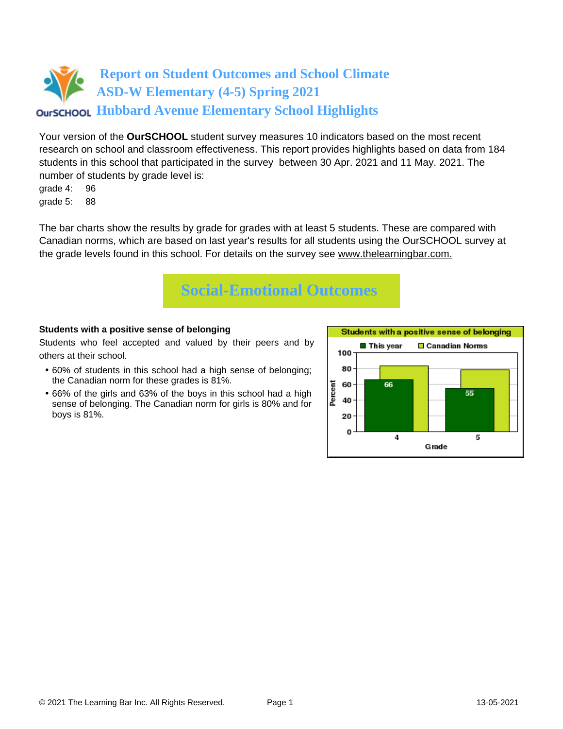# Report on Student Outcomes and School Climate
# ASD-W Elementary (4-5) Spring 2021
# Hubbard Avenue Elementary School Highlights

Your version of the **OurSCHOOL** student survey measures 10 indicators based on the most recent research on school and classroom effectiveness. This report provides highlights based on data from 184 students in this school that participated in the survey between 30 Apr. 2021 and 11 May. 2021. The number of students by grade level is:

grade 4: 96
grade 5: 88

The bar charts show the results by grade for grades with at least 5 students. These are compared with Canadian norms, which are based on last year's results for all students using the OurSCHOOL survey at the grade levels found in this school. For details on the survey see www.thelearningbar.com.

## Social-Emotional Outcomes

**Students with a positive sense of belonging**

Students who feel accepted and valued by their peers and by others at their school.

- 60% of students in this school had a high sense of belonging; the Canadian norm for these grades is 81%.
- 66% of the girls and 63% of the boys in this school had a high sense of belonging. The Canadian norm for girls is 80% and for boys is 81%.

**Students with a positive sense of belonging**

| Grade | This year | Canadian Norms |
|---|---|---|
| 4 | 66 | |
| 5 | 55 | |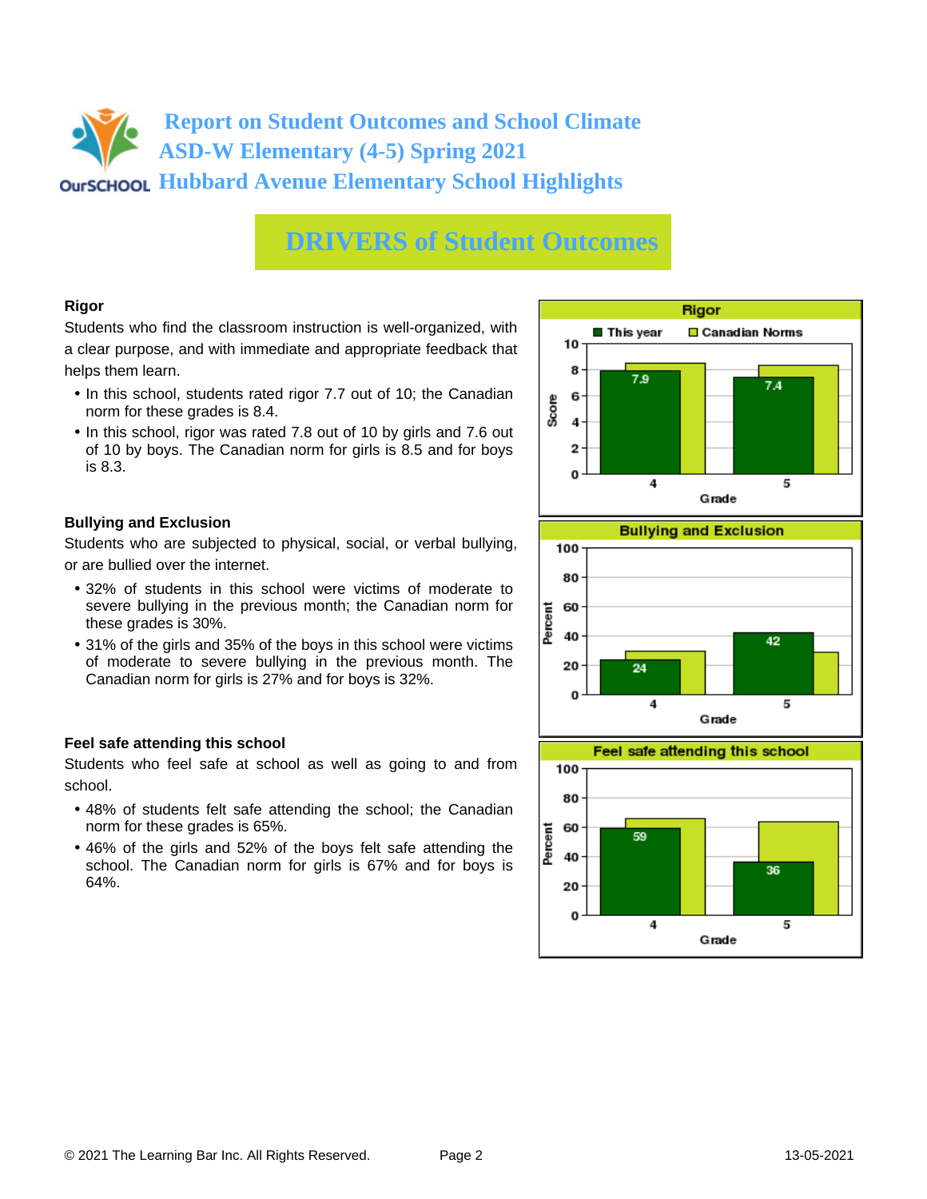# Report on Student Outcomes and School Climate
# ASD-W Elementary (4-5) Spring 2021
# Hubbard Avenue Elementary School Highlights

## DRIVERS of Student Outcomes

### Rigor

Students who find the classroom instruction is well-organized, with a clear purpose, and with immediate and appropriate feedback that helps them learn.

- In this school, students rated rigor 7.7 out of 10; the Canadian norm for these grades is 8.4.
- In this school, rigor was rated 7.8 out of 10 by girls and 7.6 out of 10 by boys. The Canadian norm for girls is 8.5 and for boys is 8.3.

**Rigor** (Score)

| Grade | This year | Canadian Norms |
|---|---|---|
| 4 | 7.9 | |
| 5 | 7.4 | |

### Bullying and Exclusion

Students who are subjected to physical, social, or verbal bullying, or are bullied over the internet.

- 32% of students in this school were victims of moderate to severe bullying in the previous month; the Canadian norm for these grades is 30%.
- 31% of the girls and 35% of the boys in this school were victims of moderate to severe bullying in the previous month. The Canadian norm for girls is 27% and for boys is 32%.

**Bullying and Exclusion** (Percent)

| Grade | This year | Canadian Norms |
|---|---|---|
| 4 | 24 | |
| 5 | 42 | |

### Feel safe attending this school

Students who feel safe at school as well as going to and from school.

- 48% of students felt safe attending the school; the Canadian norm for these grades is 65%.
- 46% of the girls and 52% of the boys felt safe attending the school. The Canadian norm for girls is 67% and for boys is 64%.

**Feel safe attending this school** (Percent)

| Grade | This year | Canadian Norms |
|---|---|---|
| 4 | 59 | |
| 5 | 36 | |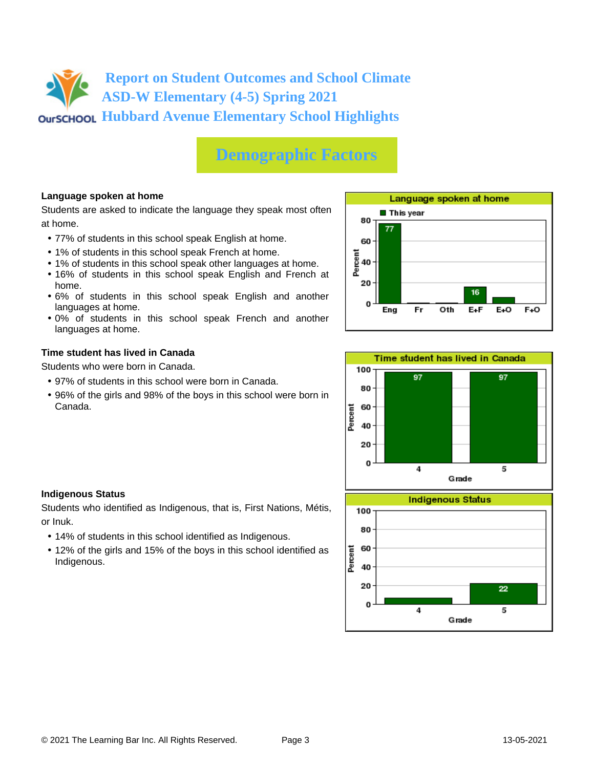# Report on Student Outcomes and School Climate
# ASD-W Elementary (4-5) Spring 2021
# Hubbard Avenue Elementary School Highlights

## Demographic Factors

### Language spoken at home

Students are asked to indicate the language they speak most often at home.

- 77% of students in this school speak English at home.
- 1% of students in this school speak French at home.
- 1% of students in this school speak other languages at home.
- 16% of students in this school speak English and French at home.
- 6% of students in this school speak English and another languages at home.
- 0% of students in this school speak French and another languages at home.

**Language spoken at home** (This year, Percent)

| Eng | Fr | Oth | E+F | E+O | F+O |
|---|---|---|---|---|---|
| 77 | | | 16 | | |

### Time student has lived in Canada

Students who were born in Canada.

- 97% of students in this school were born in Canada.
- 96% of the girls and 98% of the boys in this school were born in Canada.

**Time student has lived in Canada** (Percent)

| Grade | 4 | 5 |
|---|---|---|
| Percent | 97 | 97 |

### Indigenous Status

Students who identified as Indigenous, that is, First Nations, Métis, or Inuk.

- 14% of students in this school identified as Indigenous.
- 12% of the girls and 15% of the boys in this school identified as Indigenous.

**Indigenous Status** (Percent)

| Grade | 4 | 5 |
|---|---|---|
| Percent | | 22 |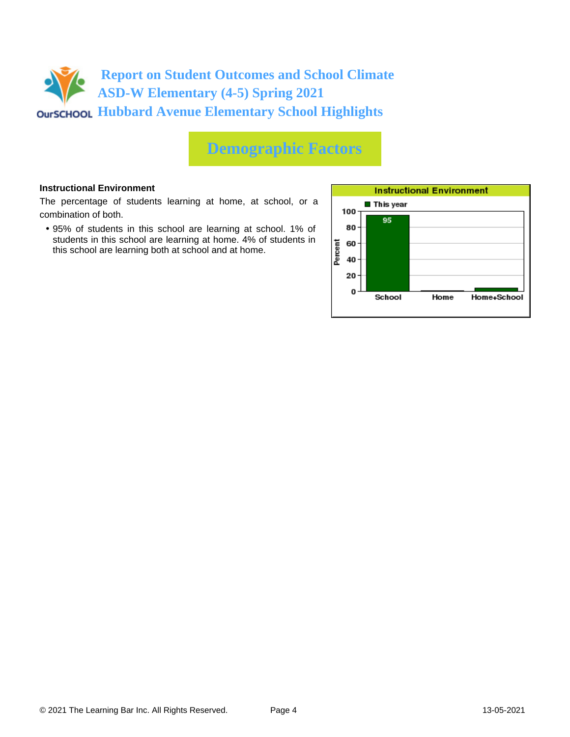# Report on Student Outcomes and School Climate
# ASD-W Elementary (4-5) Spring 2021
# Hubbard Avenue Elementary School Highlights

## Demographic Factors

### Instructional Environment

The percentage of students learning at home, at school, or a combination of both.

- 95% of students in this school are learning at school. 1% of students in this school are learning at home. 4% of students in this school are learning both at school and at home.

**Instructional Environment**

| | School | Home | Home+School |
|---|---|---|---|
| This year (Percent) | 95 | | |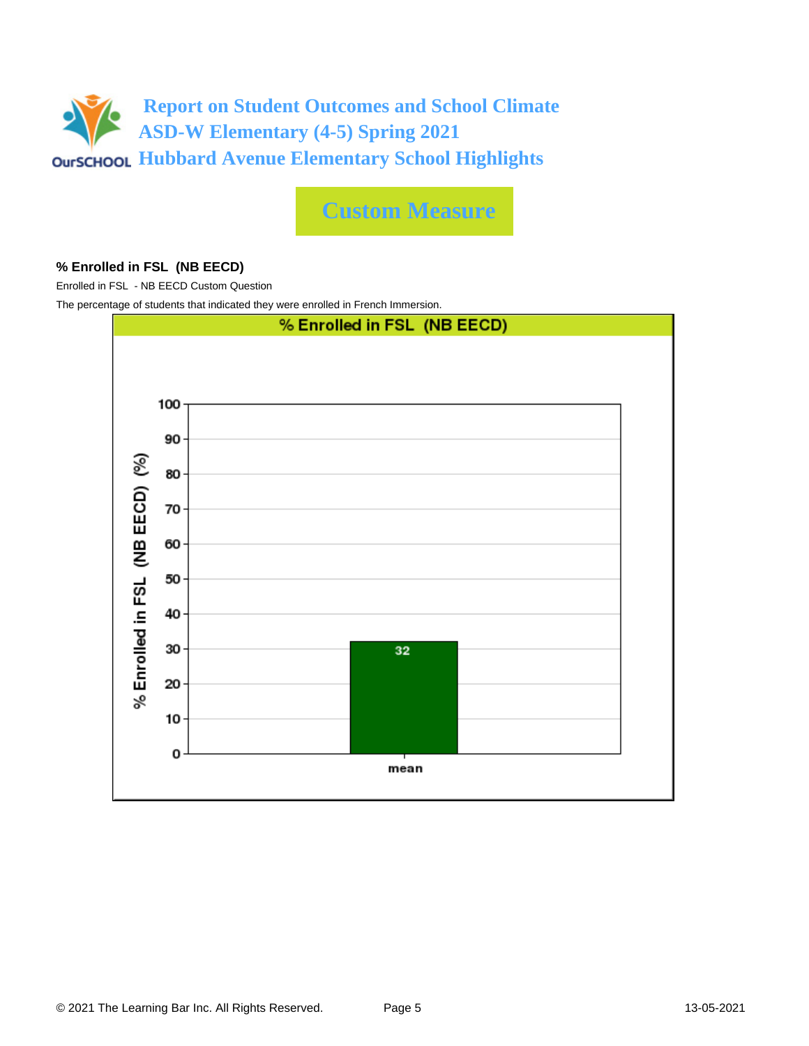# Report on Student Outcomes and School Climate
# ASD-W Elementary (4-5) Spring 2021
# Hubbard Avenue Elementary School Highlights

## Custom Measure

### % Enrolled in FSL (NB EECD)

Enrolled in FSL - NB EECD Custom Question

The percentage of students that indicated they were enrolled in French Immersion.

**% Enrolled in FSL (NB EECD)**

| | % Enrolled in FSL (NB EECD) (%) |
|---|---|
| mean | 32 |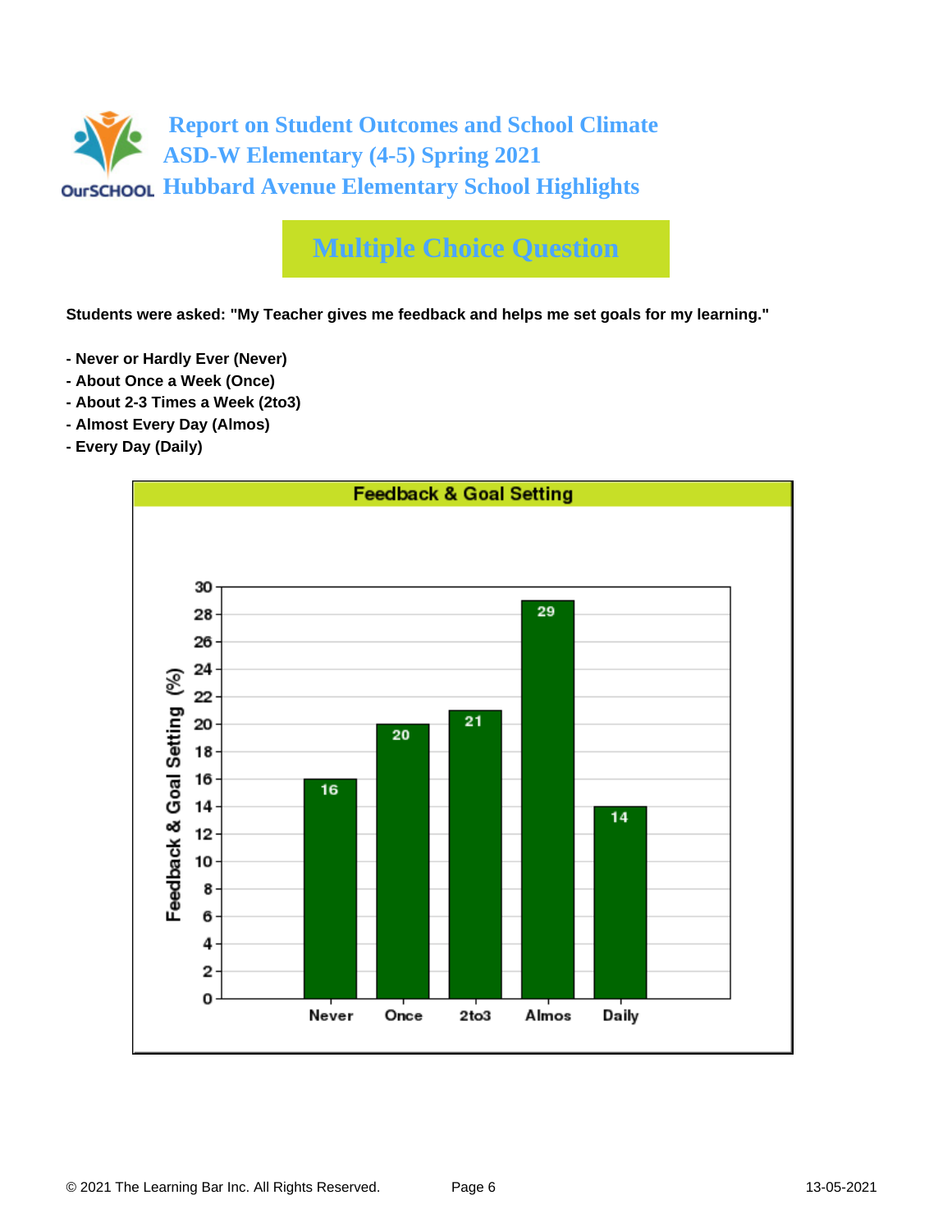# Report on Student Outcomes and School Climate
# ASD-W Elementary (4-5) Spring 2021
# Hubbard Avenue Elementary School Highlights

## Multiple Choice Question

**Students were asked: "My Teacher gives me feedback and helps me set goals for my learning."**

- **Never or Hardly Ever (Never)**
- **About Once a Week (Once)**
- **About 2-3 Times a Week (2to3)**
- **Almost Every Day (Almos)**
- **Every Day (Daily)**

**Feedback & Goal Setting**

| Response | Feedback & Goal Setting (%) |
|---|---|
| Never | 16 |
| Once | 20 |
| 2to3 | 21 |
| Almos | 29 |
| Daily | 14 |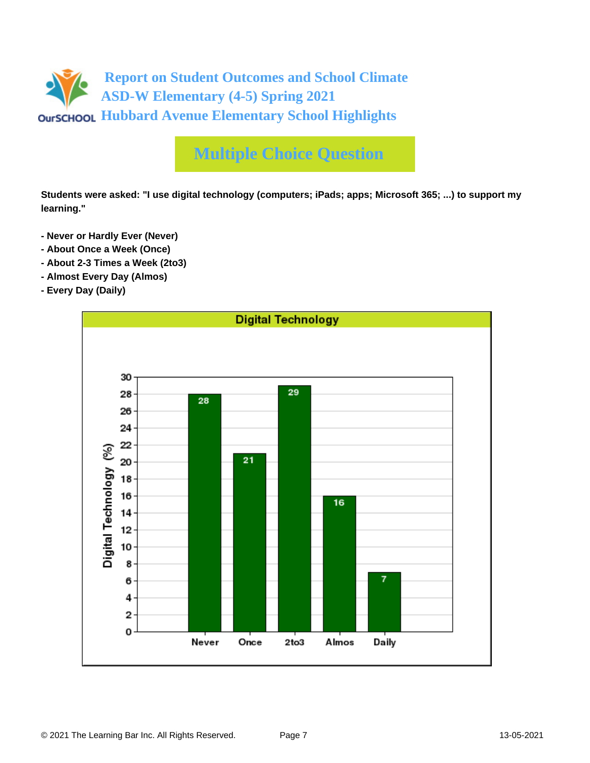# Report on Student Outcomes and School Climate
## ASD-W Elementary (4-5) Spring 2021
## Hubbard Avenue Elementary School Highlights

## Multiple Choice Question

**Students were asked: "I use digital technology (computers; iPads; apps; Microsoft 365; ...) to support my learning."**

**- Never or Hardly Ever (Never)**
**- About Once a Week (Once)**
**- About 2-3 Times a Week (2to3)**
**- Almost Every Day (Almos)**
**- Every Day (Daily)**

**Digital Technology**

| Response | Digital Technology (%) |
|---|---|
| Never | 28 |
| Once | 21 |
| 2to3 | 29 |
| Almos | 16 |
| Daily | 7 |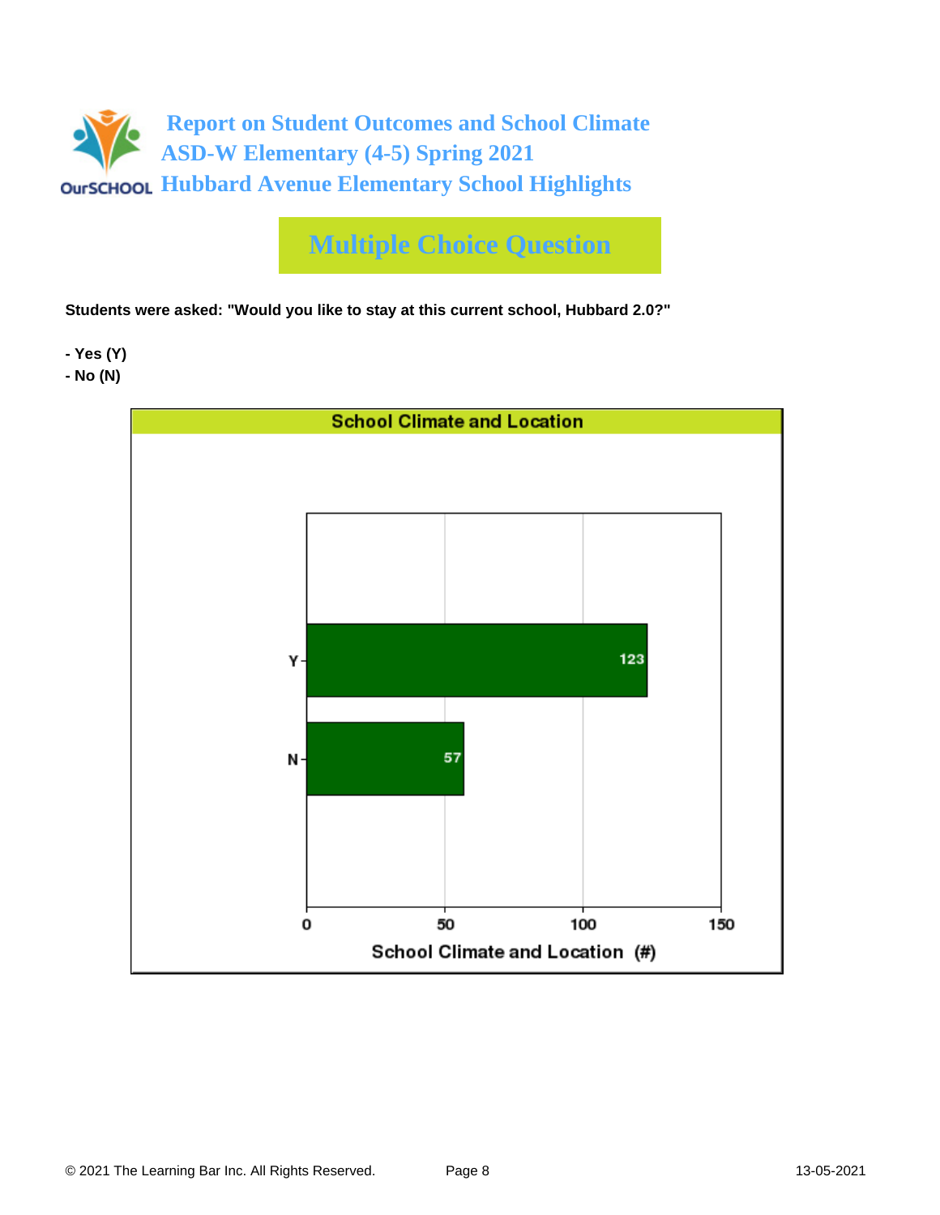# Report on Student Outcomes and School Climate
# ASD-W Elementary (4-5) Spring 2021
# Hubbard Avenue Elementary School Highlights

## Multiple Choice Question

**Students were asked: "Would you like to stay at this current school, Hubbard 2.0?"**

**- Yes (Y)**
**- No (N)**

School Climate and Location

Y
123

N
57

0
50
100
150

School Climate and Location (#)

© 2021 The Learning Bar Inc. All Rights Reserved.

13-05-2021